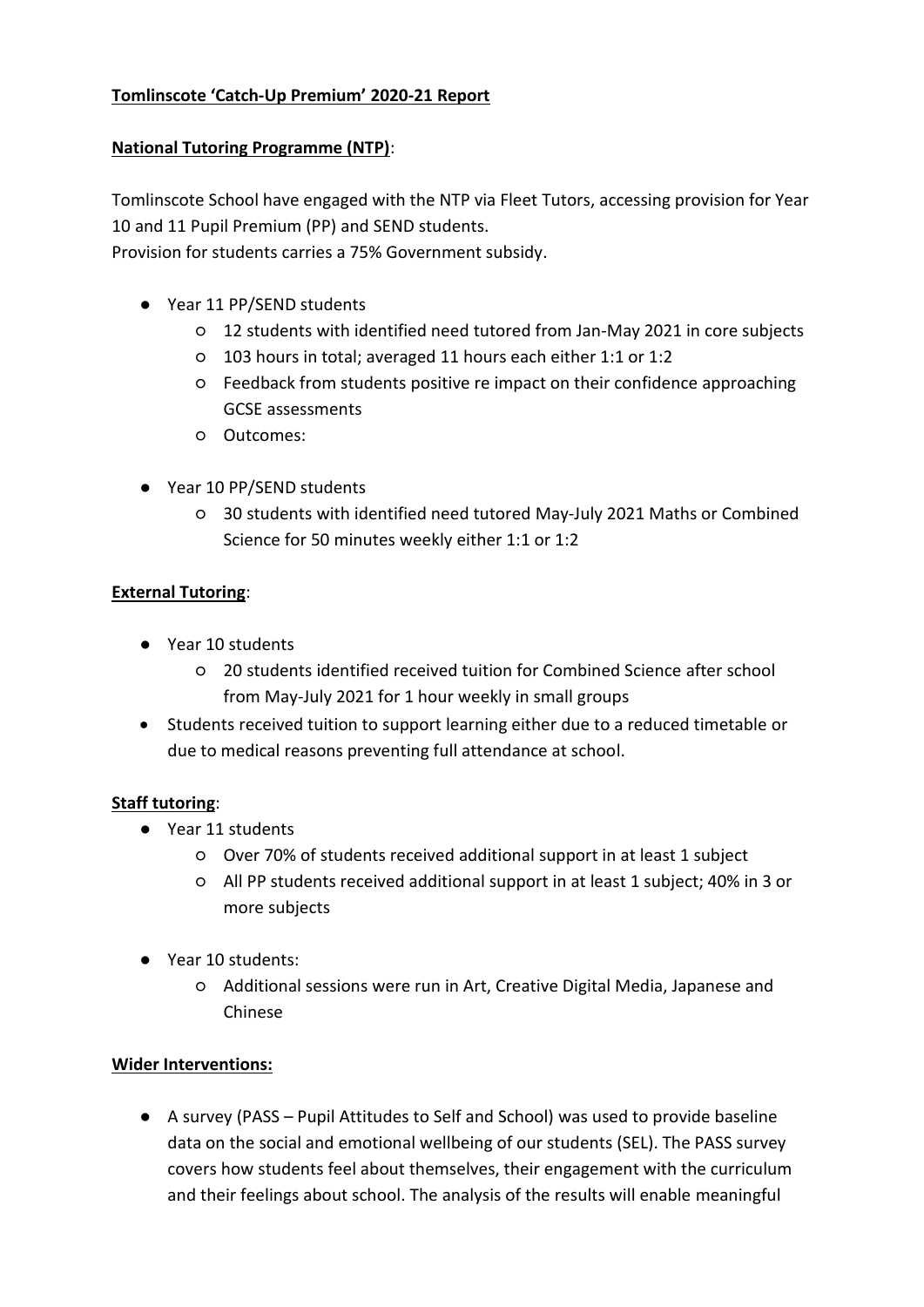**Tomlinscote 'Catch-Up Premium' 2020-21 Report**

**National Tutoring Programme (NTP)**:

Tomlinscote School have engaged with the NTP via Fleet Tutors, accessing provision for Year 10 and 11 Pupil Premium (PP) and SEND students.
Provision for students carries a 75% Government subsidy.

- Year 11 PP/SEND students
  - 12 students with identified need tutored from Jan-May 2021 in core subjects
  - 103 hours in total; averaged 11 hours each either 1:1 or 1:2
  - Feedback from students positive re impact on their confidence approaching GCSE assessments
  - Outcomes:

- Year 10 PP/SEND students
  - 30 students with identified need tutored May-July 2021 Maths or Combined Science for 50 minutes weekly either 1:1 or 1:2

**External Tutoring**:

- Year 10 students
  - 20 students identified received tuition for Combined Science after school from May-July 2021 for 1 hour weekly in small groups
- Students received tuition to support learning either due to a reduced timetable or due to medical reasons preventing full attendance at school.

**Staff tutoring**:

- Year 11 students
  - Over 70% of students received additional support in at least 1 subject
  - All PP students received additional support in at least 1 subject; 40% in 3 or more subjects

- Year 10 students:
  - Additional sessions were run in Art, Creative Digital Media, Japanese and Chinese

**Wider Interventions:**

- A survey (PASS – Pupil Attitudes to Self and School) was used to provide baseline data on the social and emotional wellbeing of our students (SEL). The PASS survey covers how students feel about themselves, their engagement with the curriculum and their feelings about school. The analysis of the results will enable meaningful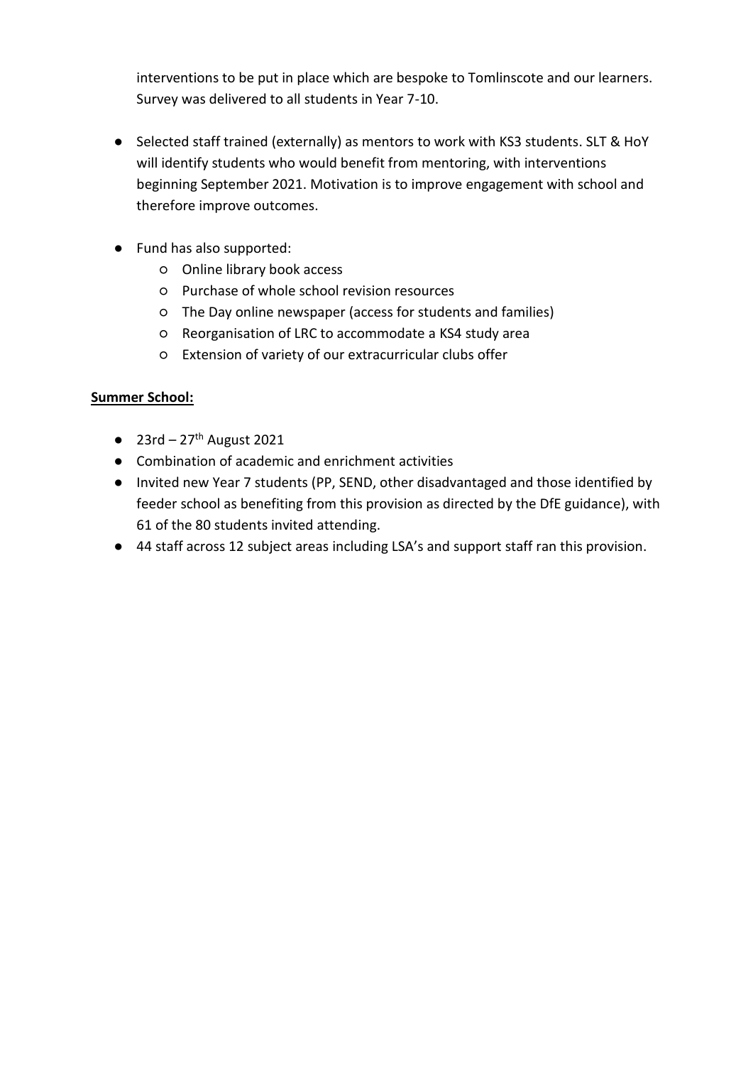interventions to be put in place which are bespoke to Tomlinscote and our learners. Survey was delivered to all students in Year 7-10.

- Selected staff trained (externally) as mentors to work with KS3 students. SLT & HoY will identify students who would benefit from mentoring, with interventions beginning September 2021. Motivation is to improve engagement with school and therefore improve outcomes.

- Fund has also supported:
  - Online library book access
  - Purchase of whole school revision resources
  - The Day online newspaper (access for students and families)
  - Reorganisation of LRC to accommodate a KS4 study area
  - Extension of variety of our extracurricular clubs offer

**Summer School:**

- 23rd – 27th August 2021
- Combination of academic and enrichment activities
- Invited new Year 7 students (PP, SEND, other disadvantaged and those identified by feeder school as benefiting from this provision as directed by the DfE guidance), with 61 of the 80 students invited attending.
- 44 staff across 12 subject areas including LSA's and support staff ran this provision.